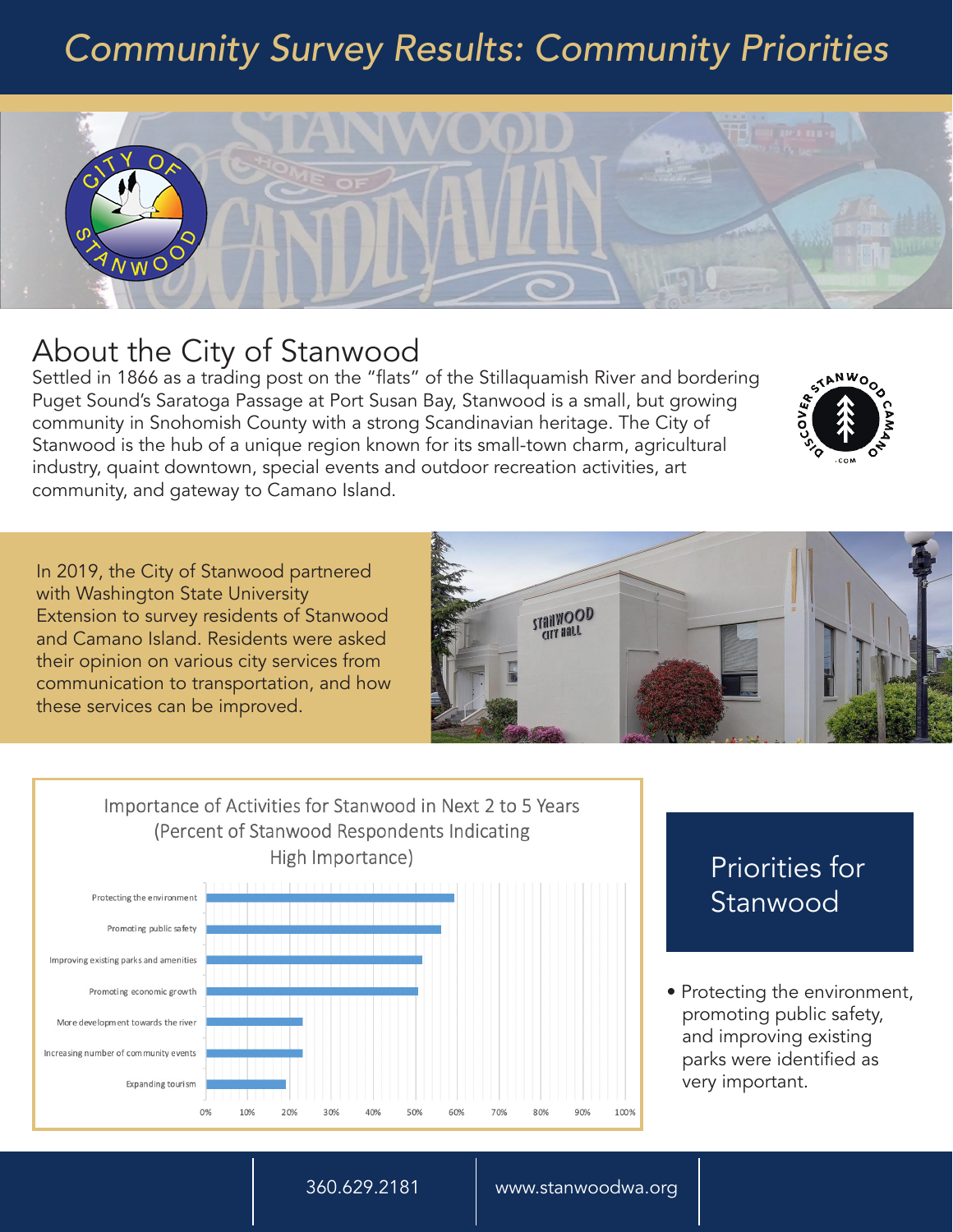# Community Survey Results: Community Priorities

## About the City of Stanwood

Settled in 1866 as a trading post on the "flats" of the Stillaquamish River and bordering Puget Sound's Saratoga Passage at Port Susan Bay, Stanwood is a small, but growing community in Snohomish County with a strong Scandinavian heritage. The City of Stanwood is the hub of a unique region known for its small-town charm, agricultural industry, quaint downtown, special events and outdoor recreation activities, art community, and gateway to Camano Island.

In 2019, the City of Stanwood partnered with Washington State University Extension to survey residents of Stanwood and Camano Island. Residents were asked their opinion on various city services from communication to transportation, and how these services can be improved.

**Importance of Activities for Stanwood in Next 2 to 5 Years (Percent of Stanwood Respondents Indicating High Importance)**

| Activity | Approx. % |
| --- | --- |
| Protecting the environment | ~59% |
| Promoting public safety | ~56% |
| Improving existing parks and amenities | ~51% |
| Promoting economic growth | ~50% |
| More development towards the river | ~23% |
| Increasing number of community events | ~23% |
| Expanding tourism | ~19% |

## Priorities for Stanwood

- Protecting the environment, promoting public safety, and improving existing parks were identified as very important.

360.629.2181 | www.stanwoodwa.org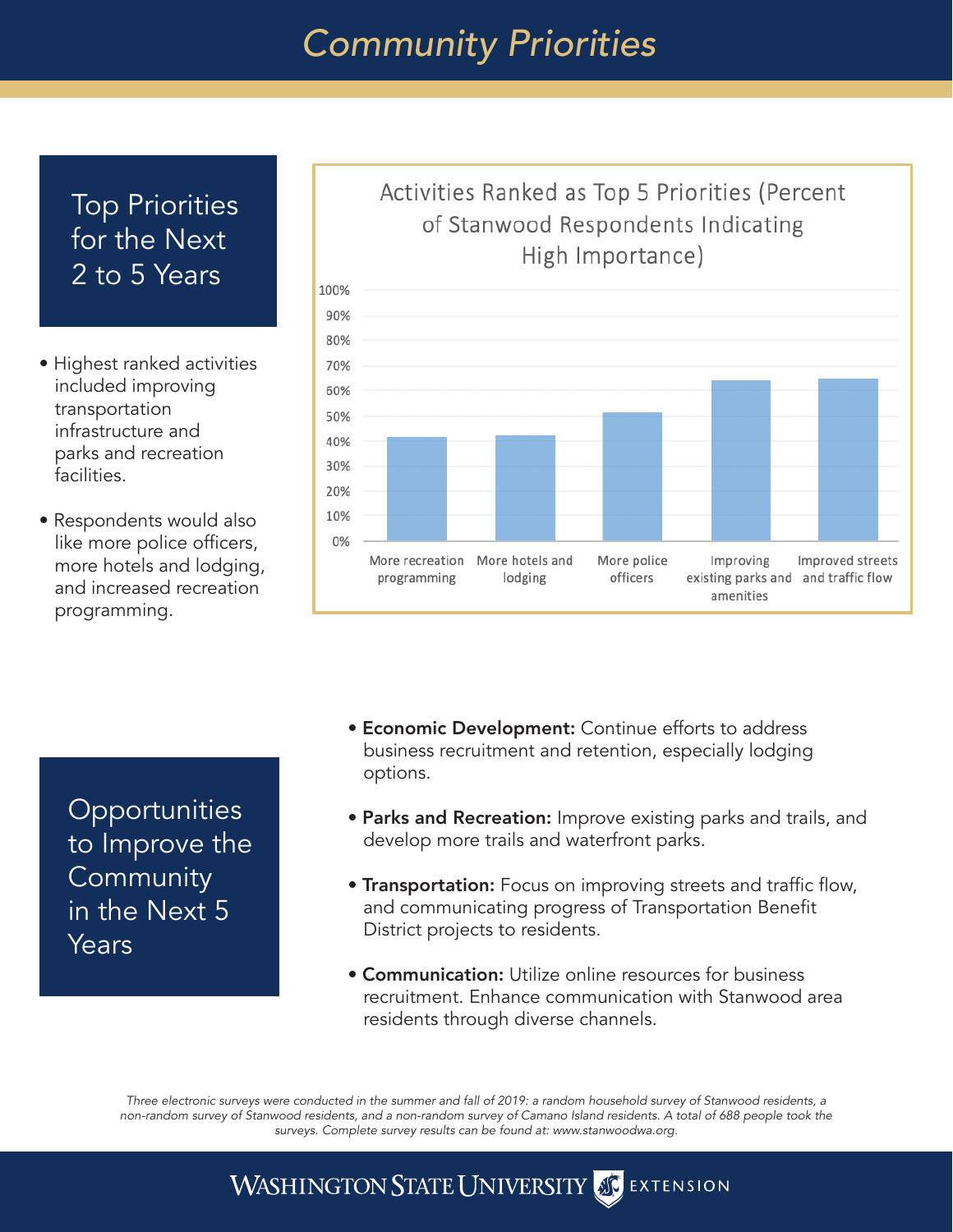# Community Priorities

## Top Priorities for the Next 2 to 5 Years

- Highest ranked activities included improving transportation infrastructure and parks and recreation facilities.
- Respondents would also like more police officers, more hotels and lodging, and increased recreation programming.

Activities Ranked as Top 5 Priorities (Percent of Stanwood Respondents Indicating High Importance)

100%
90%
80%
70%
60%
50%
40%
30%
20%
10%
0%

More recreation programming
More hotels and lodging
More police officers
Improving existing parks and amenities
Improved streets and traffic flow

## Opportunities to Improve the Community in the Next 5 Years

- **Economic Development:** Continue efforts to address business recruitment and retention, especially lodging options.
- **Parks and Recreation:** Improve existing parks and trails, and develop more trails and waterfront parks.
- **Transportation:** Focus on improving streets and traffic flow, and communicating progress of Transportation Benefit District projects to residents.
- **Communication:** Utilize online resources for business recruitment. Enhance communication with Stanwood area residents through diverse channels.

*Three electronic surveys were conducted in the summer and fall of 2019: a random household survey of Stanwood residents, a non-random survey of Stanwood residents, and a non-random survey of Camano Island residents. A total of 688 people took the surveys. Complete survey results can be found at: www.stanwoodwa.org.*

WASHINGTON STATE UNIVERSITY EXTENSION